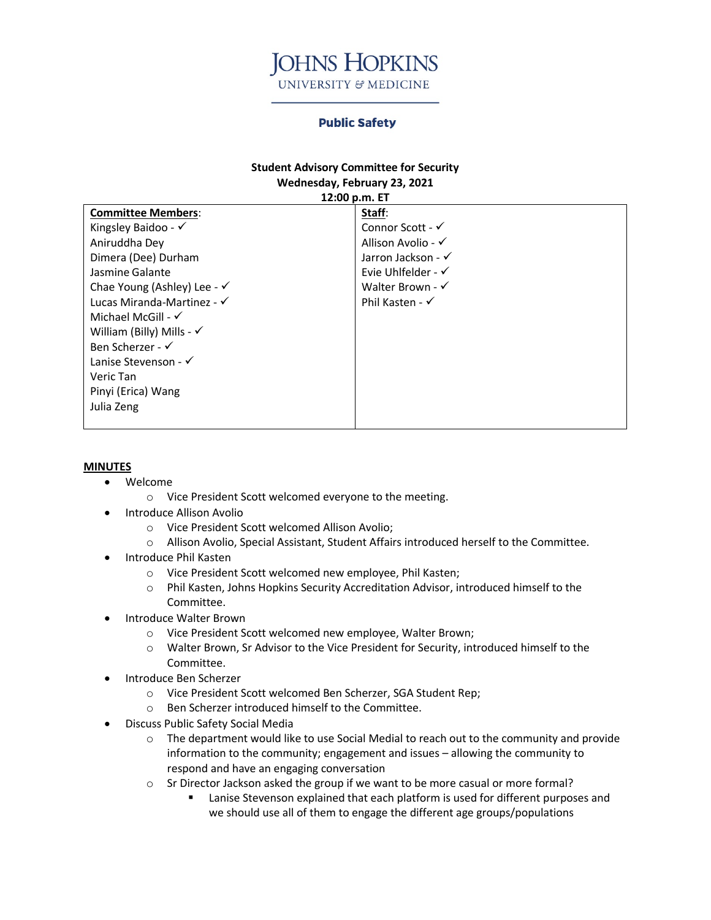# JOHNS HOPKINS
UNIVERSITY & MEDICINE

## Public Safety

**Student Advisory Committee for Security**
**Wednesday, February 23, 2021**
**12:00 p.m. ET**

| **Committee Members**: | **Staff**: |
|---|---|
| Kingsley Baidoo - ✓ | Connor Scott - ✓ |
| Aniruddha Dey | Allison Avolio - ✓ |
| Dimera (Dee) Durham | Jarron Jackson - ✓ |
| Jasmine Galante | Evie Uhlfelder - ✓ |
| Chae Young (Ashley) Lee - ✓ | Walter Brown - ✓ |
| Lucas Miranda-Martinez - ✓ | Phil Kasten - ✓ |
| Michael McGill - ✓ | |
| William (Billy) Mills - ✓ | |
| Ben Scherzer - ✓ | |
| Lanise Stevenson - ✓ | |
| Veric Tan | |
| Pinyi (Erica) Wang | |
| Julia Zeng | |

**MINUTES**

- Welcome
  - Vice President Scott welcomed everyone to the meeting.
- Introduce Allison Avolio
  - Vice President Scott welcomed Allison Avolio;
  - Allison Avolio, Special Assistant, Student Affairs introduced herself to the Committee.
- Introduce Phil Kasten
  - Vice President Scott welcomed new employee, Phil Kasten;
  - Phil Kasten, Johns Hopkins Security Accreditation Advisor, introduced himself to the Committee.
- Introduce Walter Brown
  - Vice President Scott welcomed new employee, Walter Brown;
  - Walter Brown, Sr Advisor to the Vice President for Security, introduced himself to the Committee.
- Introduce Ben Scherzer
  - Vice President Scott welcomed Ben Scherzer, SGA Student Rep;
  - Ben Scherzer introduced himself to the Committee.
- Discuss Public Safety Social Media
  - The department would like to use Social Medial to reach out to the community and provide information to the community; engagement and issues – allowing the community to respond and have an engaging conversation
  - Sr Director Jackson asked the group if we want to be more casual or more formal?
    - Lanise Stevenson explained that each platform is used for different purposes and we should use all of them to engage the different age groups/populations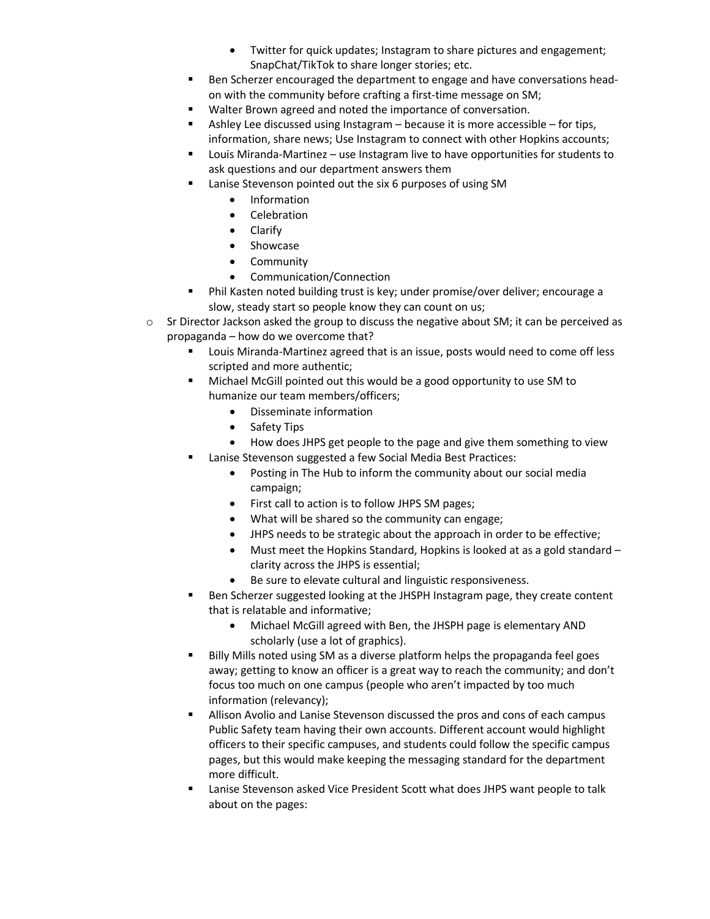- Twitter for quick updates; Instagram to share pictures and engagement; SnapChat/TikTok to share longer stories; etc.
    - Ben Scherzer encouraged the department to engage and have conversations head-on with the community before crafting a first-time message on SM;
    - Walter Brown agreed and noted the importance of conversation.
    - Ashley Lee discussed using Instagram – because it is more accessible – for tips, information, share news; Use Instagram to connect with other Hopkins accounts;
    - Louis Miranda-Martinez – use Instagram live to have opportunities for students to ask questions and our department answers them
    - Lanise Stevenson pointed out the six 6 purposes of using SM
        - Information
        - Celebration
        - Clarify
        - Showcase
        - Community
        - Communication/Connection
    - Phil Kasten noted building trust is key; under promise/over deliver; encourage a slow, steady start so people know they can count on us;
- Sr Director Jackson asked the group to discuss the negative about SM; it can be perceived as propaganda – how do we overcome that?
    - Louis Miranda-Martinez agreed that is an issue, posts would need to come off less scripted and more authentic;
    - Michael McGill pointed out this would be a good opportunity to use SM to humanize our team members/officers;
        - Disseminate information
        - Safety Tips
        - How does JHPS get people to the page and give them something to view
    - Lanise Stevenson suggested a few Social Media Best Practices:
        - Posting in The Hub to inform the community about our social media campaign;
        - First call to action is to follow JHPS SM pages;
        - What will be shared so the community can engage;
        - JHPS needs to be strategic about the approach in order to be effective;
        - Must meet the Hopkins Standard, Hopkins is looked at as a gold standard – clarity across the JHPS is essential;
        - Be sure to elevate cultural and linguistic responsiveness.
    - Ben Scherzer suggested looking at the JHSPH Instagram page, they create content that is relatable and informative;
        - Michael McGill agreed with Ben, the JHSPH page is elementary AND scholarly (use a lot of graphics).
    - Billy Mills noted using SM as a diverse platform helps the propaganda feel goes away; getting to know an officer is a great way to reach the community; and don't focus too much on one campus (people who aren't impacted by too much information (relevancy);
    - Allison Avolio and Lanise Stevenson discussed the pros and cons of each campus Public Safety team having their own accounts. Different account would highlight officers to their specific campuses, and students could follow the specific campus pages, but this would make keeping the messaging standard for the department more difficult.
    - Lanise Stevenson asked Vice President Scott what does JHPS want people to talk about on the pages: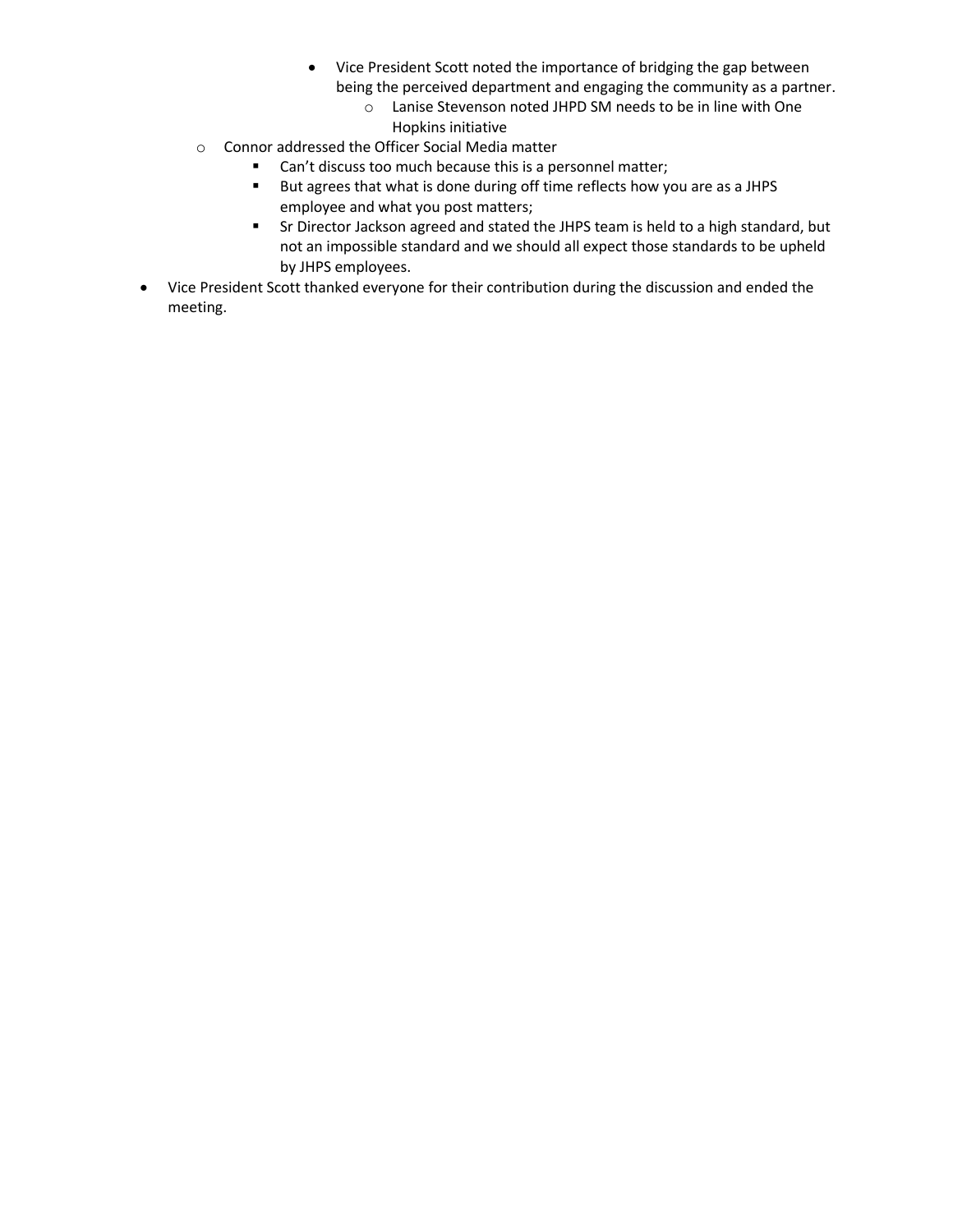- Vice President Scott noted the importance of bridging the gap between being the perceived department and engaging the community as a partner.
  - Lanise Stevenson noted JHPD SM needs to be in line with One Hopkins initiative
- Connor addressed the Officer Social Media matter
  - Can't discuss too much because this is a personnel matter;
  - But agrees that what is done during off time reflects how you are as a JHPS employee and what you post matters;
  - Sr Director Jackson agreed and stated the JHPS team is held to a high standard, but not an impossible standard and we should all expect those standards to be upheld by JHPS employees.
- Vice President Scott thanked everyone for their contribution during the discussion and ended the meeting.